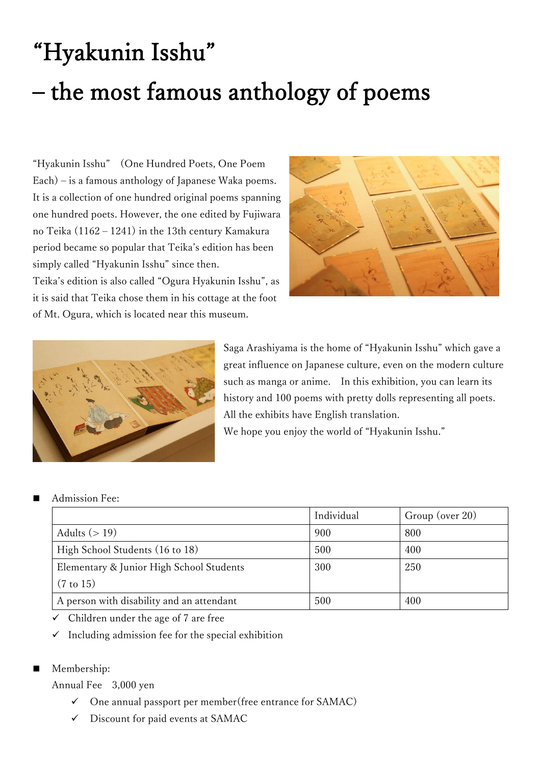# "Hyakunin Isshu" – the most famous anthology of poems

"Hyakunin Isshu"　(One Hundred Poets, One Poem Each) – is a famous anthology of Japanese Waka poems. It is a collection of one hundred original poems spanning one hundred poets. However, the one edited by Fujiwara no Teika (1162 – 1241) in the 13th century Kamakura period became so popular that Teika's edition has been simply called "Hyakunin Isshu" since then.
Teika's edition is also called "Ogura Hyakunin Isshu", as it is said that Teika chose them in his cottage at the foot of Mt. Ogura, which is located near this museum.

Saga Arashiyama is the home of "Hyakunin Isshu" which gave a great influence on Japanese culture, even on the modern culture such as manga or anime.　In this exhibition, you can learn its history and 100 poems with pretty dolls representing all poets. All the exhibits have English translation.
We hope you enjoy the world of "Hyakunin Isshu."

- Admission Fee:

| | Individual | Group (over 20) |
|---|---|---|
| Adults (> 19) | 900 | 800 |
| High School Students (16 to 18) | 500 | 400 |
| Elementary & Junior High School Students (7 to 15) | 300 | 250 |
| A person with disability and an attendant | 500 | 400 |

✓ Children under the age of 7 are free
✓ Including admission fee for the special exhibition

- Membership:
  Annual Fee　3,000 yen
  ✓ One annual passport per member(free entrance for SAMAC)
  ✓ Discount for paid events at SAMAC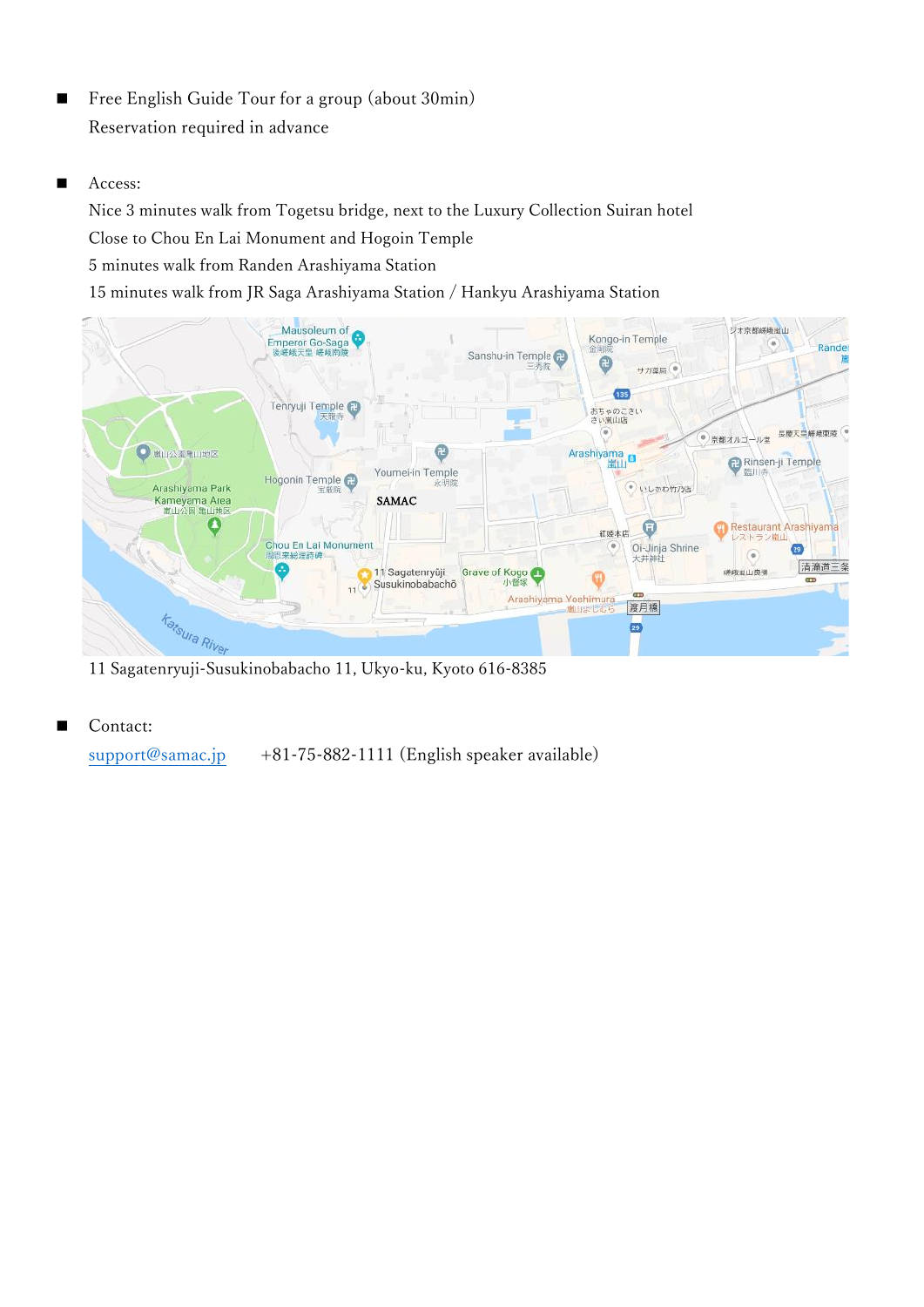- Free English Guide Tour for a group (about 30min)
  Reservation required in advance

- Access:
  Nice 3 minutes walk from Togetsu bridge, next to the Luxury Collection Suiran hotel
  Close to Chou En Lai Monument and Hogoin Temple
  5 minutes walk from Randen Arashiyama Station
  15 minutes walk from JR Saga Arashiyama Station / Hankyu Arashiyama Station

  11 Sagatenryuji-Susukinobabacho 11, Ukyo-ku, Kyoto 616-8385

- Contact:
  support@samac.jp　　+81-75-882-1111 (English speaker available)